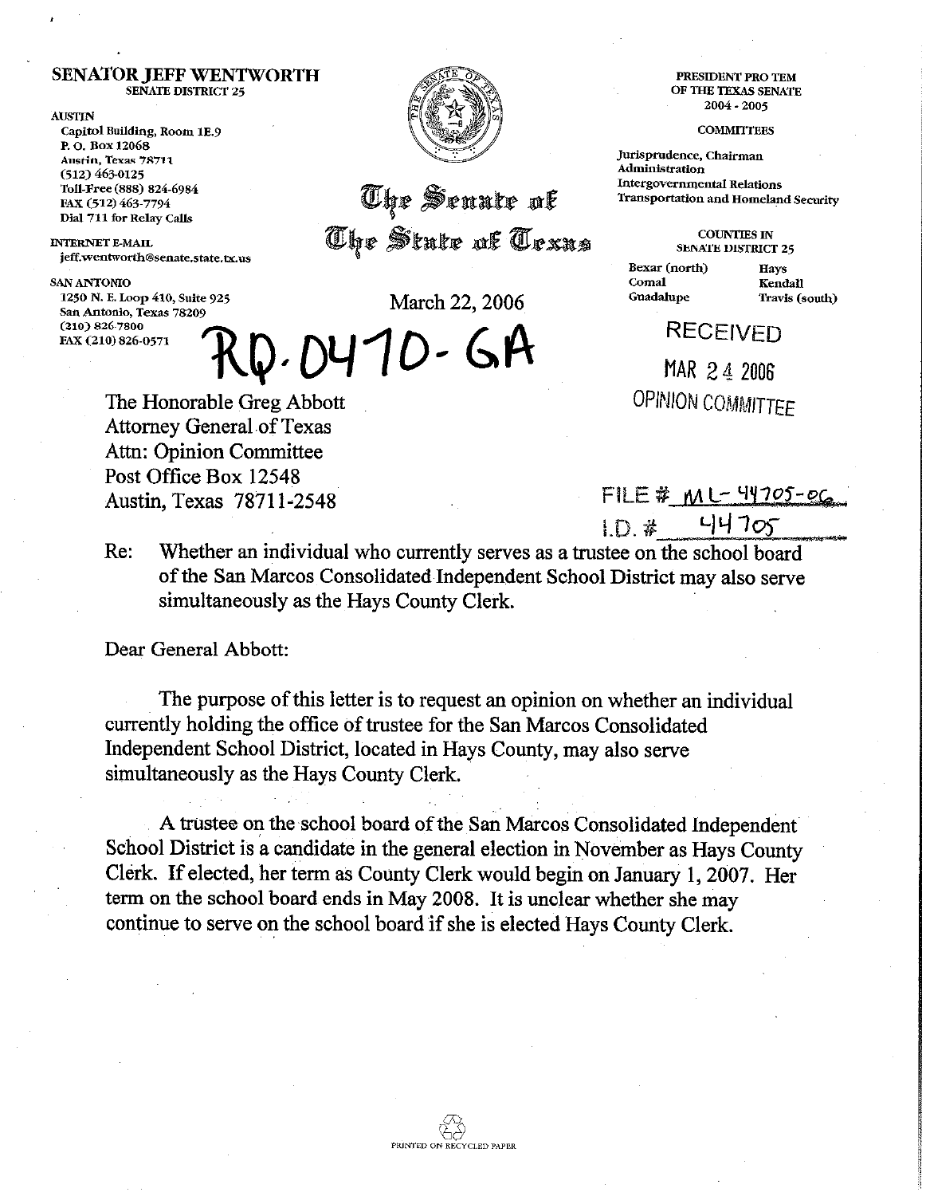**SENATOR JEFF WENTWORTH**
SENATE DISTRICT 25

AUSTIN
Capitol Building, Room 1E.9
P. O. Box 12068
Austin, Texas 78711
(512) 463-0125
Toll-Free (888) 824-6984
FAX (512) 463-7794
Dial 711 for Relay Calls

INTERNET E-MAIL
jeff.wentworth@senate.state.tx.us

SAN ANTONIO
1250 N. E. Loop 410, Suite 925
San Antonio, Texas 78209
(210) 826-7800
FAX (210) 826-0571

# The Senate of The State of Texas

PRESIDENT PRO TEM
OF THE TEXAS SENATE
2004 - 2005

COMMITTEES

Jurisprudence, Chairman
Administration
Intergovernmental Relations
Transportation and Homeland Security

COUNTIES IN
SENATE DISTRICT 25

| | |
|---|---|
| Bexar (north) | Hays |
| Comal | Kendall |
| Guadalupe | Travis (south) |

March 22, 2006

RQ-0470-GA

RECEIVED
MAR 24 2006
OPINION COMMITTEE

FILE # ML-44705-06
I.D. # 44705

The Honorable Greg Abbott
Attorney General of Texas
Attn: Opinion Committee
Post Office Box 12548
Austin, Texas 78711-2548

Re: Whether an individual who currently serves as a trustee on the school board of the San Marcos Consolidated Independent School District may also serve simultaneously as the Hays County Clerk.

Dear General Abbott:

The purpose of this letter is to request an opinion on whether an individual currently holding the office of trustee for the San Marcos Consolidated Independent School District, located in Hays County, may also serve simultaneously as the Hays County Clerk.

A trustee on the school board of the San Marcos Consolidated Independent School District is a candidate in the general election in November as Hays County Clerk. If elected, her term as County Clerk would begin on January 1, 2007. Her term on the school board ends in May 2008. It is unclear whether she may continue to serve on the school board if she is elected Hays County Clerk.

PRINTED ON RECYCLED PAPER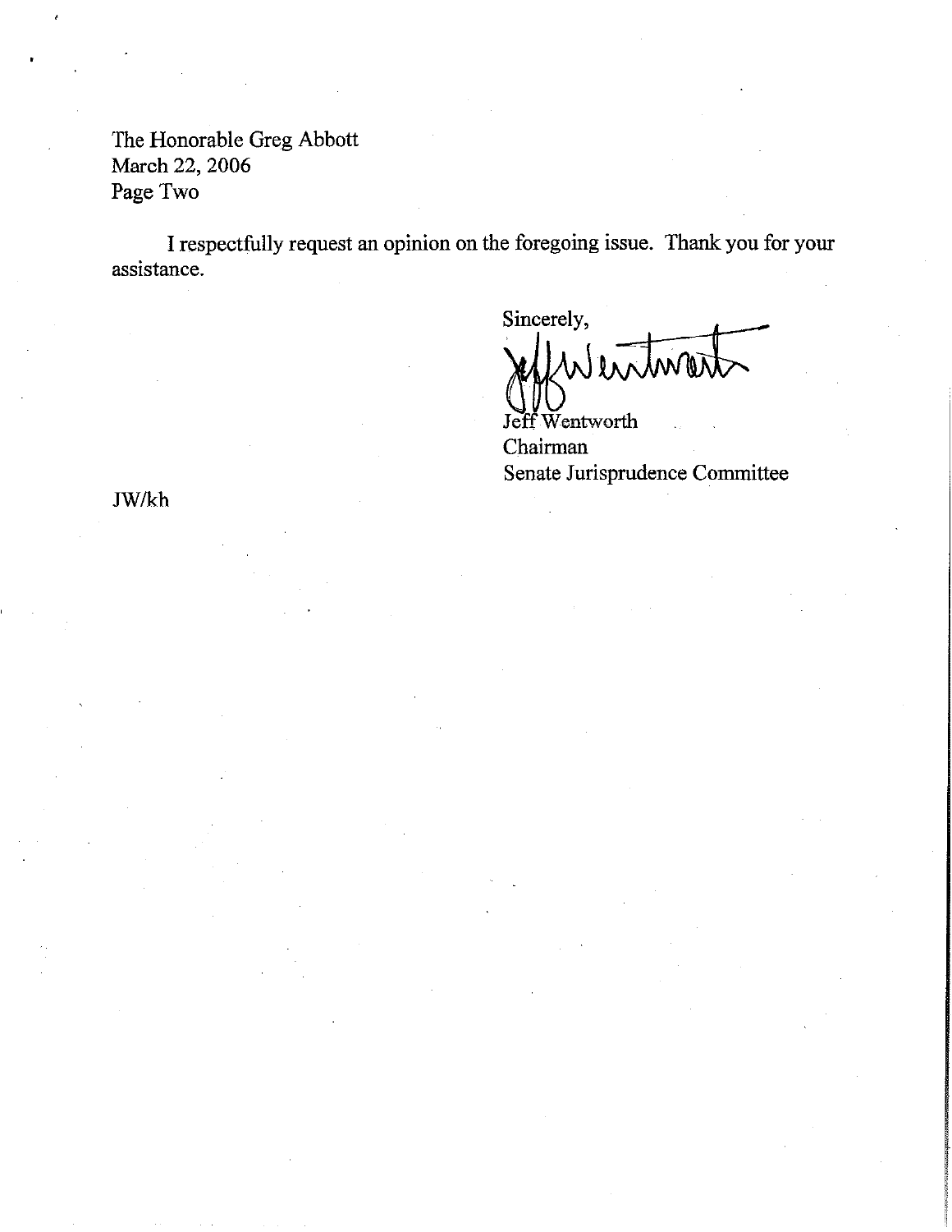I respectfully request an opinion on the foregoing issue. Thank you for your assistance.

Sincerely,

Jeff Wentworth
Chairman
Senate Jurisprudence Committee

JW/kh